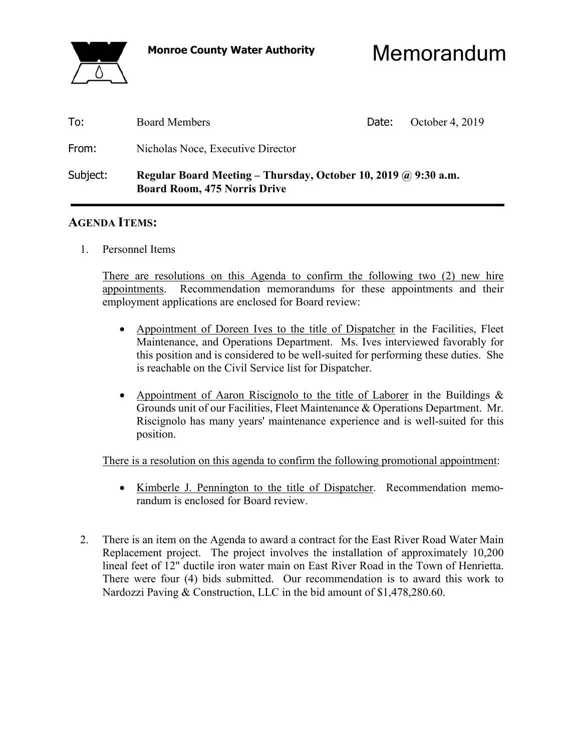**Monroe County Water Authority**

# Memorandum

| | | | |
|---|---|---|---|
| To: | Board Members | Date: | October 4, 2019 |
| From: | Nicholas Noce, Executive Director | | |
| Subject: | **Regular Board Meeting – Thursday, October 10, 2019 @ 9:30 a.m. Board Room, 475 Norris Drive** | | |

## AGENDA ITEMS:

1. Personnel Items

   There are resolutions on this Agenda to confirm the following two (2) new hire appointments. Recommendation memorandums for these appointments and their employment applications are enclosed for Board review:

   - Appointment of Doreen Ives to the title of Dispatcher in the Facilities, Fleet Maintenance, and Operations Department. Ms. Ives interviewed favorably for this position and is considered to be well-suited for performing these duties. She is reachable on the Civil Service list for Dispatcher.

   - Appointment of Aaron Riscignolo to the title of Laborer in the Buildings & Grounds unit of our Facilities, Fleet Maintenance & Operations Department. Mr. Riscignolo has many years' maintenance experience and is well-suited for this position.

   There is a resolution on this agenda to confirm the following promotional appointment:

   - Kimberle J. Pennington to the title of Dispatcher. Recommendation memorandum is enclosed for Board review.

2. There is an item on the Agenda to award a contract for the East River Road Water Main Replacement project. The project involves the installation of approximately 10,200 lineal feet of 12" ductile iron water main on East River Road in the Town of Henrietta. There were four (4) bids submitted. Our recommendation is to award this work to Nardozzi Paving & Construction, LLC in the bid amount of $1,478,280.60.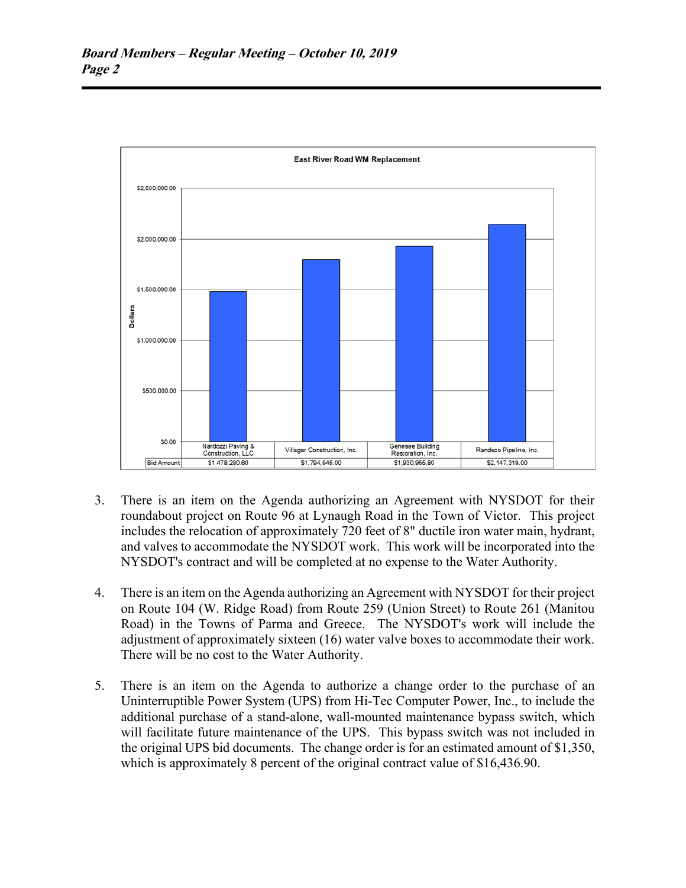**East River Road WM Replacement**

| | Nardozzi Paving & Construction, LLC | Villager Construction, Inc. | Genesee Building Restoration, Inc. | Randsco Pipeline, Inc. |
|---|---|---|---|---|
| Bid Amount | $1,478,280.60 | $1,794,945.00 | $1,930,955.80 | $2,147,319.00 |

3. There is an item on the Agenda authorizing an Agreement with NYSDOT for their roundabout project on Route 96 at Lynaugh Road in the Town of Victor. This project includes the relocation of approximately 720 feet of 8" ductile iron water main, hydrant, and valves to accommodate the NYSDOT work. This work will be incorporated into the NYSDOT's contract and will be completed at no expense to the Water Authority.

4. There is an item on the Agenda authorizing an Agreement with NYSDOT for their project on Route 104 (W. Ridge Road) from Route 259 (Union Street) to Route 261 (Manitou Road) in the Towns of Parma and Greece. The NYSDOT's work will include the adjustment of approximately sixteen (16) water valve boxes to accommodate their work. There will be no cost to the Water Authority.

5. There is an item on the Agenda to authorize a change order to the purchase of an Uninterruptible Power System (UPS) from Hi-Tec Computer Power, Inc., to include the additional purchase of a stand-alone, wall-mounted maintenance bypass switch, which will facilitate future maintenance of the UPS. This bypass switch was not included in the original UPS bid documents. The change order is for an estimated amount of $1,350, which is approximately 8 percent of the original contract value of $16,436.90.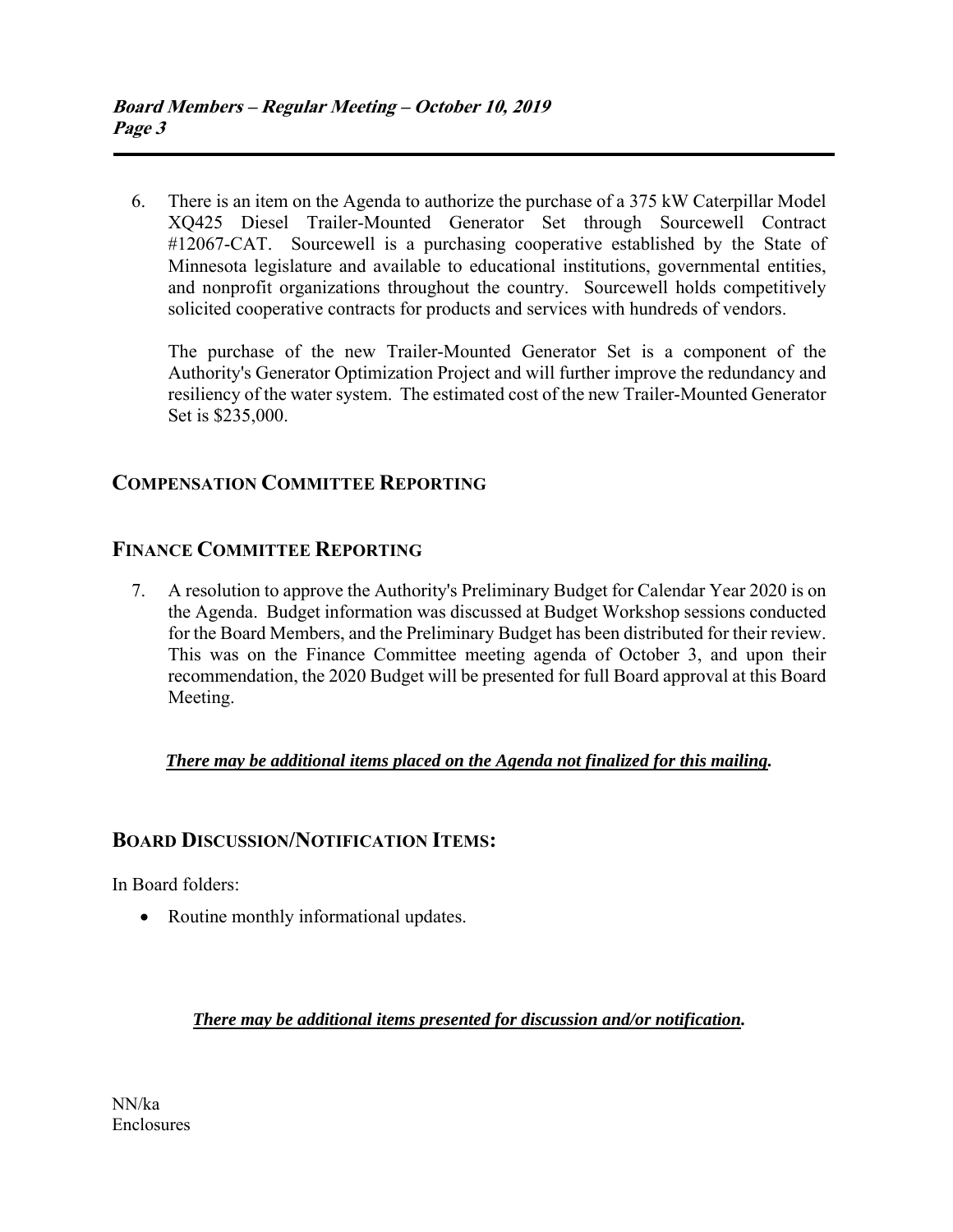6. There is an item on the Agenda to authorize the purchase of a 375 kW Caterpillar Model XQ425 Diesel Trailer-Mounted Generator Set through Sourcewell Contract #12067-CAT. Sourcewell is a purchasing cooperative established by the State of Minnesota legislature and available to educational institutions, governmental entities, and nonprofit organizations throughout the country. Sourcewell holds competitively solicited cooperative contracts for products and services with hundreds of vendors.

   The purchase of the new Trailer-Mounted Generator Set is a component of the Authority's Generator Optimization Project and will further improve the redundancy and resiliency of the water system. The estimated cost of the new Trailer-Mounted Generator Set is $235,000.

## COMPENSATION COMMITTEE REPORTING

## FINANCE COMMITTEE REPORTING

7. A resolution to approve the Authority's Preliminary Budget for Calendar Year 2020 is on the Agenda. Budget information was discussed at Budget Workshop sessions conducted for the Board Members, and the Preliminary Budget has been distributed for their review. This was on the Finance Committee meeting agenda of October 3, and upon their recommendation, the 2020 Budget will be presented for full Board approval at this Board Meeting.

***There may be additional items placed on the Agenda not finalized for this mailing.***

## BOARD DISCUSSION/NOTIFICATION ITEMS:

In Board folders:

- Routine monthly informational updates.

***There may be additional items presented for discussion and/or notification.***

NN/ka
Enclosures